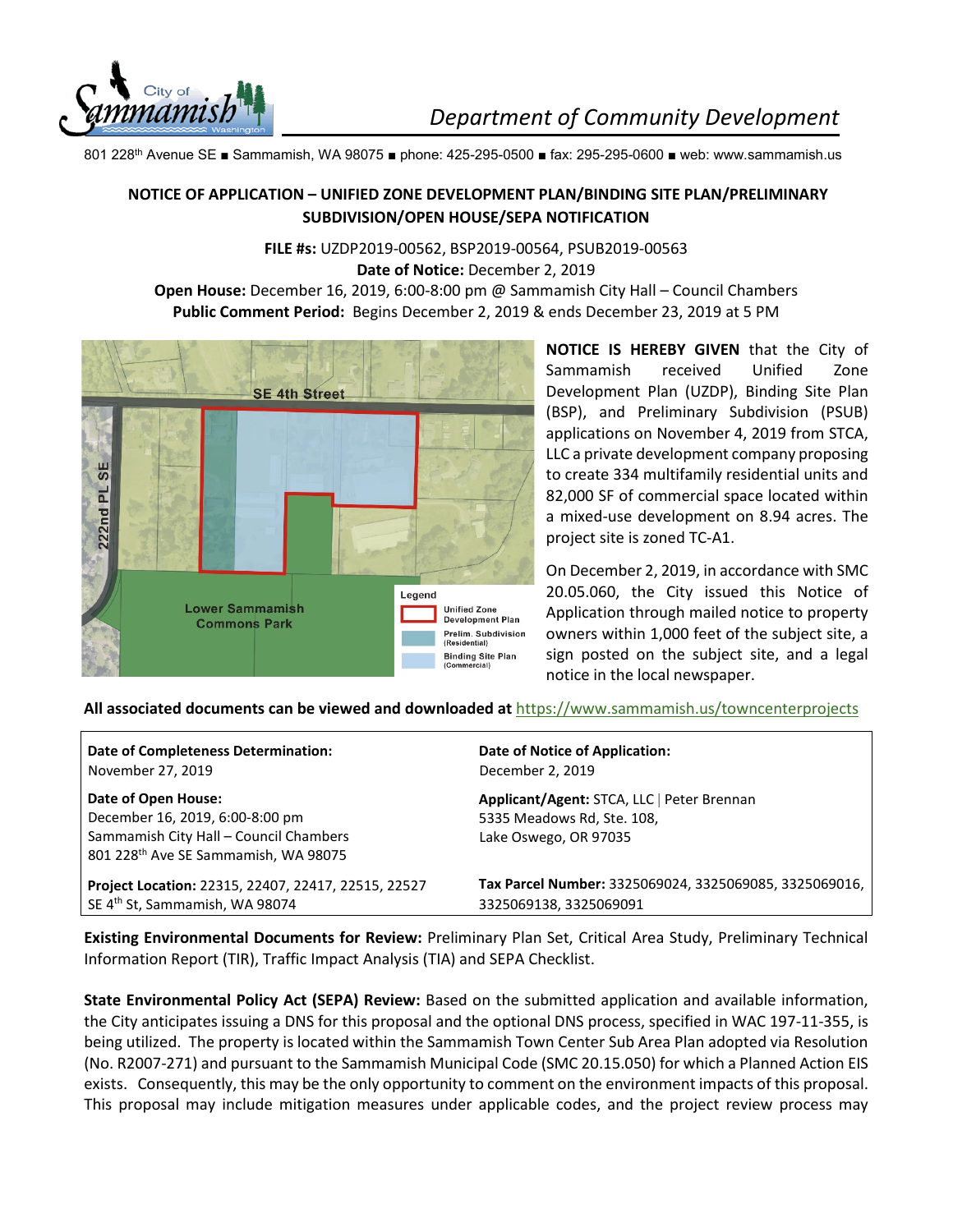Department of Community Development

801 228th Avenue SE ■ Sammamish, WA 98075 ■ phone: 425-295-0500 ■ fax: 295-295-0600 ■ web: www.sammamish.us

## NOTICE OF APPLICATION – UNIFIED ZONE DEVELOPMENT PLAN/BINDING SITE PLAN/PRELIMINARY SUBDIVISION/OPEN HOUSE/SEPA NOTIFICATION

**FILE #s:** UZDP2019-00562, BSP2019-00564, PSUB2019-00563
**Date of Notice:** December 2, 2019
**Open House:** December 16, 2019, 6:00-8:00 pm @ Sammamish City Hall – Council Chambers
**Public Comment Period:** Begins December 2, 2019 & ends December 23, 2019 at 5 PM

SE 4th Street
222nd PL SE
Lower Sammamish Commons Park

Legend
- Unified Zone Development Plan
- Prelim. Subdivision (Residential)
- Binding Site Plan (Commercial)

**NOTICE IS HEREBY GIVEN** that the City of Sammamish received Unified Zone Development Plan (UZDP), Binding Site Plan (BSP), and Preliminary Subdivision (PSUB) applications on November 4, 2019 from STCA, LLC a private development company proposing to create 334 multifamily residential units and 82,000 SF of commercial space located within a mixed-use development on 8.94 acres. The project site is zoned TC-A1.

On December 2, 2019, in accordance with SMC 20.05.060, the City issued this Notice of Application through mailed notice to property owners within 1,000 feet of the subject site, a sign posted on the subject site, and a legal notice in the local newspaper.

**All associated documents can be viewed and downloaded at** https://www.sammamish.us/towncenterprojects

| | |
|---|---|
| **Date of Completeness Determination:** November 27, 2019 | **Date of Notice of Application:** December 2, 2019 |
| **Date of Open House:** December 16, 2019, 6:00-8:00 pm Sammamish City Hall – Council Chambers 801 228th Ave SE Sammamish, WA 98075 | **Applicant/Agent:** STCA, LLC \| Peter Brennan 5335 Meadows Rd, Ste. 108, Lake Oswego, OR 97035 |
| **Project Location:** 22315, 22407, 22417, 22515, 22527 SE 4th St, Sammamish, WA 98074 | **Tax Parcel Number:** 3325069024, 3325069085, 3325069016, 3325069138, 3325069091 |

**Existing Environmental Documents for Review:** Preliminary Plan Set, Critical Area Study, Preliminary Technical Information Report (TIR), Traffic Impact Analysis (TIA) and SEPA Checklist.

**State Environmental Policy Act (SEPA) Review:** Based on the submitted application and available information, the City anticipates issuing a DNS for this proposal and the optional DNS process, specified in WAC 197-11-355, is being utilized. The property is located within the Sammamish Town Center Sub Area Plan adopted via Resolution (No. R2007-271) and pursuant to the Sammamish Municipal Code (SMC 20.15.050) for which a Planned Action EIS exists. Consequently, this may be the only opportunity to comment on the environment impacts of this proposal. This proposal may include mitigation measures under applicable codes, and the project review process may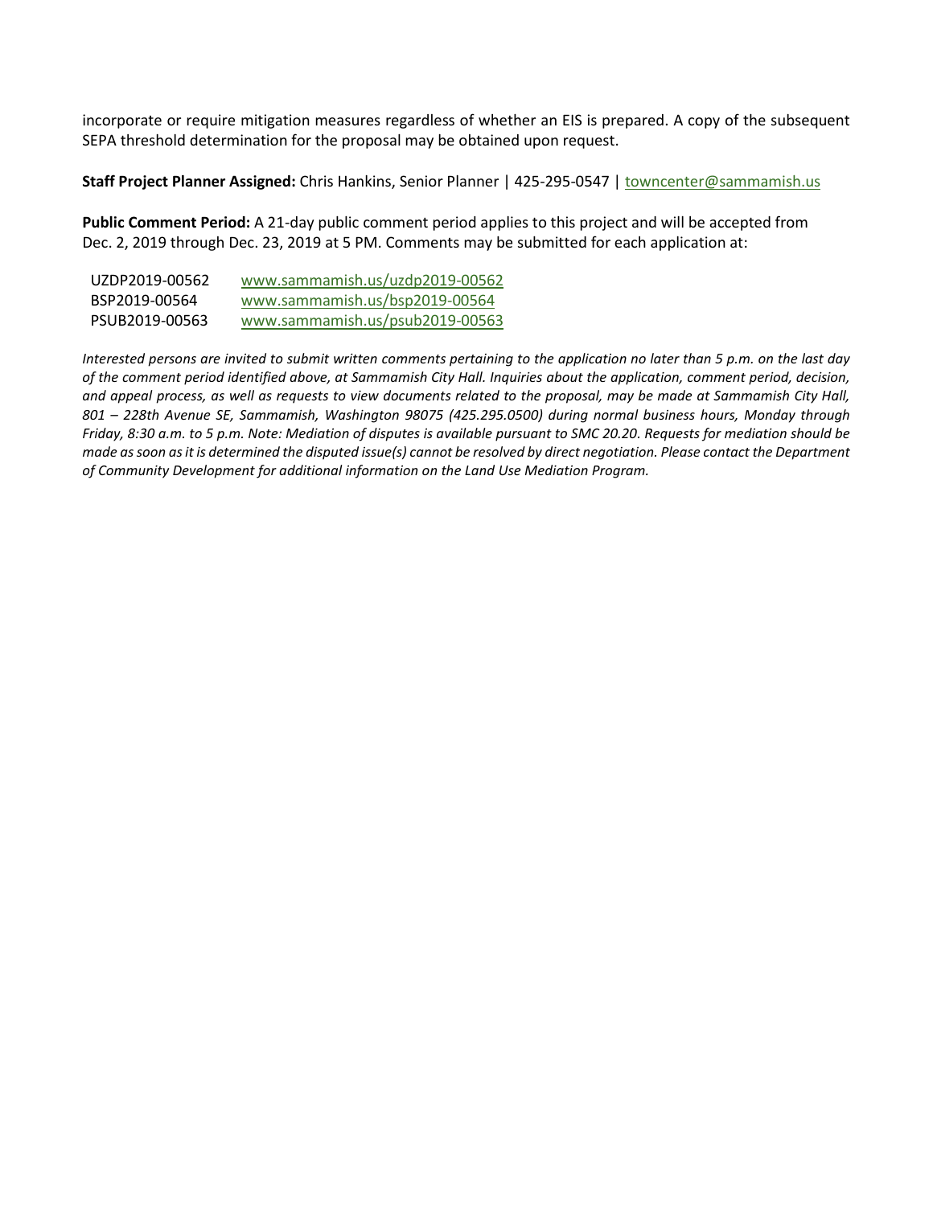incorporate or require mitigation measures regardless of whether an EIS is prepared. A copy of the subsequent SEPA threshold determination for the proposal may be obtained upon request.

**Staff Project Planner Assigned:** Chris Hankins, Senior Planner | 425-295-0547 | towncenter@sammamish.us

**Public Comment Period:** A 21-day public comment period applies to this project and will be accepted from Dec. 2, 2019 through Dec. 23, 2019 at 5 PM. Comments may be submitted for each application at:

| | |
|---|---|
| UZDP2019-00562 | www.sammamish.us/uzdp2019-00562 |
| BSP2019-00564 | www.sammamish.us/bsp2019-00564 |
| PSUB2019-00563 | www.sammamish.us/psub2019-00563 |

*Interested persons are invited to submit written comments pertaining to the application no later than 5 p.m. on the last day of the comment period identified above, at Sammamish City Hall. Inquiries about the application, comment period, decision, and appeal process, as well as requests to view documents related to the proposal, may be made at Sammamish City Hall, 801 – 228th Avenue SE, Sammamish, Washington 98075 (425.295.0500) during normal business hours, Monday through Friday, 8:30 a.m. to 5 p.m. Note: Mediation of disputes is available pursuant to SMC 20.20. Requests for mediation should be made as soon as it is determined the disputed issue(s) cannot be resolved by direct negotiation. Please contact the Department of Community Development for additional information on the Land Use Mediation Program.*